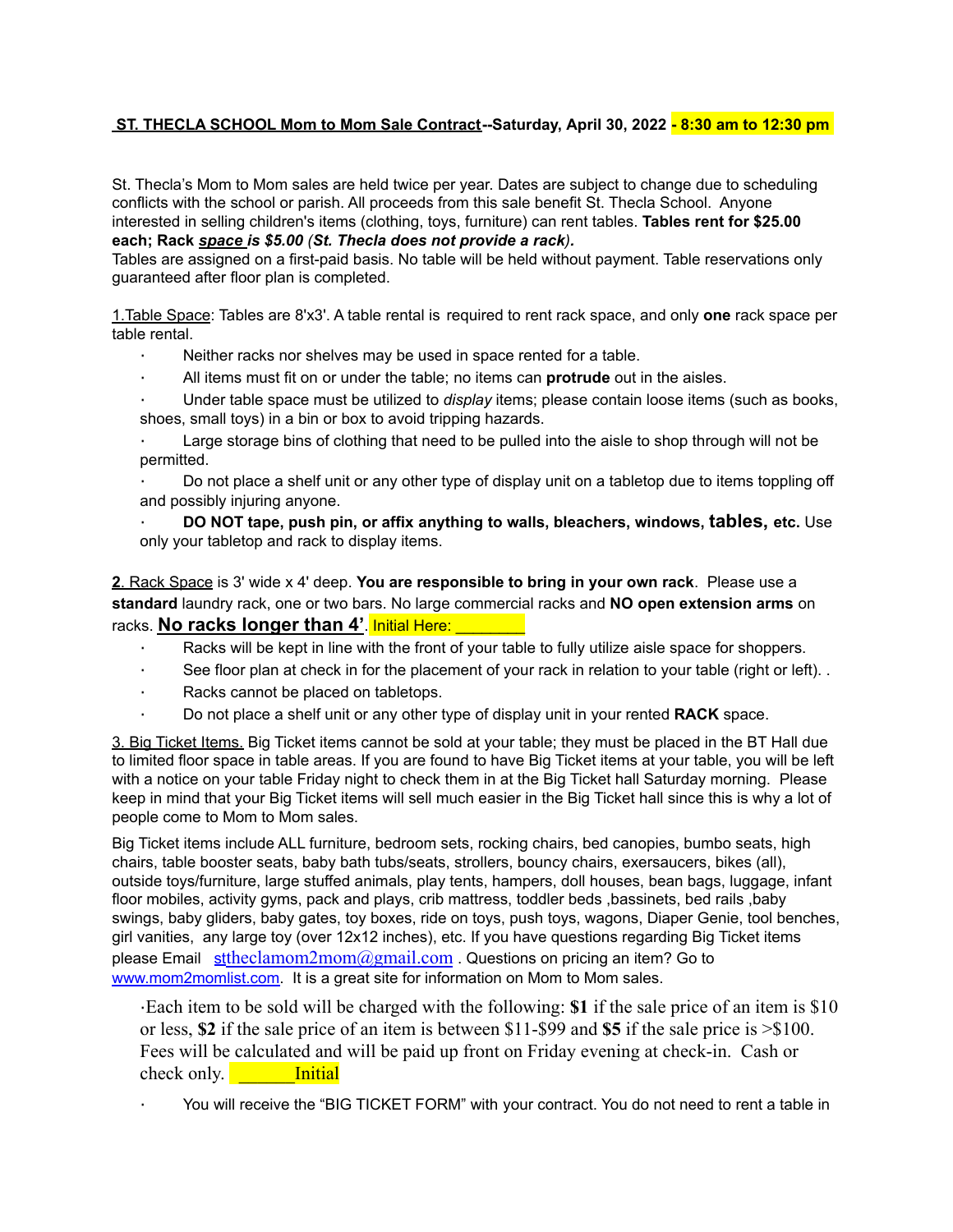**ST. THECLA SCHOOL Mom to Mom Sale Contract--Saturday, April 30, 2022 - 8:30 am to 12:30 pm**

St. Thecla's Mom to Mom sales are held twice per year. Dates are subject to change due to scheduling conflicts with the school or parish. All proceeds from this sale benefit St. Thecla School. Anyone interested in selling children's items (clothing, toys, furniture) can rent tables. **Tables rent for $25.00 each; Rack *space is $5.00 (St. Thecla does not provide a rack).***
Tables are assigned on a first-paid basis. No table will be held without payment. Table reservations only guaranteed after floor plan is completed.

1.Table Space: Tables are 8'x3'. A table rental is required to rent rack space, and only **one** rack space per table rental.

- Neither racks nor shelves may be used in space rented for a table.
- All items must fit on or under the table; no items can **protrude** out in the aisles.
- Under table space must be utilized to *display* items; please contain loose items (such as books, shoes, small toys) in a bin or box to avoid tripping hazards.
- Large storage bins of clothing that need to be pulled into the aisle to shop through will not be permitted.
- Do not place a shelf unit or any other type of display unit on a tabletop due to items toppling off and possibly injuring anyone.
- **DO NOT tape, push pin, or affix anything to walls, bleachers, windows, tables, etc.** Use only your tabletop and rack to display items.

**2**. Rack Space is 3' wide x 4' deep. **You are responsible to bring in your own rack**. Please use a **standard** laundry rack, one or two bars. No large commercial racks and **NO open extension arms** on racks. **No racks longer than 4'**. Initial Here: ________

- Racks will be kept in line with the front of your table to fully utilize aisle space for shoppers.
- See floor plan at check in for the placement of your rack in relation to your table (right or left). .
- Racks cannot be placed on tabletops.
- Do not place a shelf unit or any other type of display unit in your rented **RACK** space.

3. Big Ticket Items. Big Ticket items cannot be sold at your table; they must be placed in the BT Hall due to limited floor space in table areas. If you are found to have Big Ticket items at your table, you will be left with a notice on your table Friday night to check them in at the Big Ticket hall Saturday morning. Please keep in mind that your Big Ticket items will sell much easier in the Big Ticket hall since this is why a lot of people come to Mom to Mom sales.

Big Ticket items include ALL furniture, bedroom sets, rocking chairs, bed canopies, bumbo seats, high chairs, table booster seats, baby bath tubs/seats, strollers, bouncy chairs, exersaucers, bikes (all), outside toys/furniture, large stuffed animals, play tents, hampers, doll houses, bean bags, luggage, infant floor mobiles, activity gyms, pack and plays, crib mattress, toddler beds ,bassinets, bed rails ,baby swings, baby gliders, baby gates, toy boxes, ride on toys, push toys, wagons, Diaper Genie, tool benches, girl vanities, any large toy (over 12x12 inches), etc. If you have questions regarding Big Ticket items please Email stheclamom2mom@gmail.com . Questions on pricing an item? Go to www.mom2momlist.com. It is a great site for information on Mom to Mom sales.

- Each item to be sold will be charged with the following: **$1** if the sale price of an item is $10 or less, **$2** if the sale price of an item is between $11-$99 and **$5** if the sale price is >$100. Fees will be calculated and will be paid up front on Friday evening at check-in. Cash or check only. ______Initial
- You will receive the "BIG TICKET FORM" with your contract. You do not need to rent a table in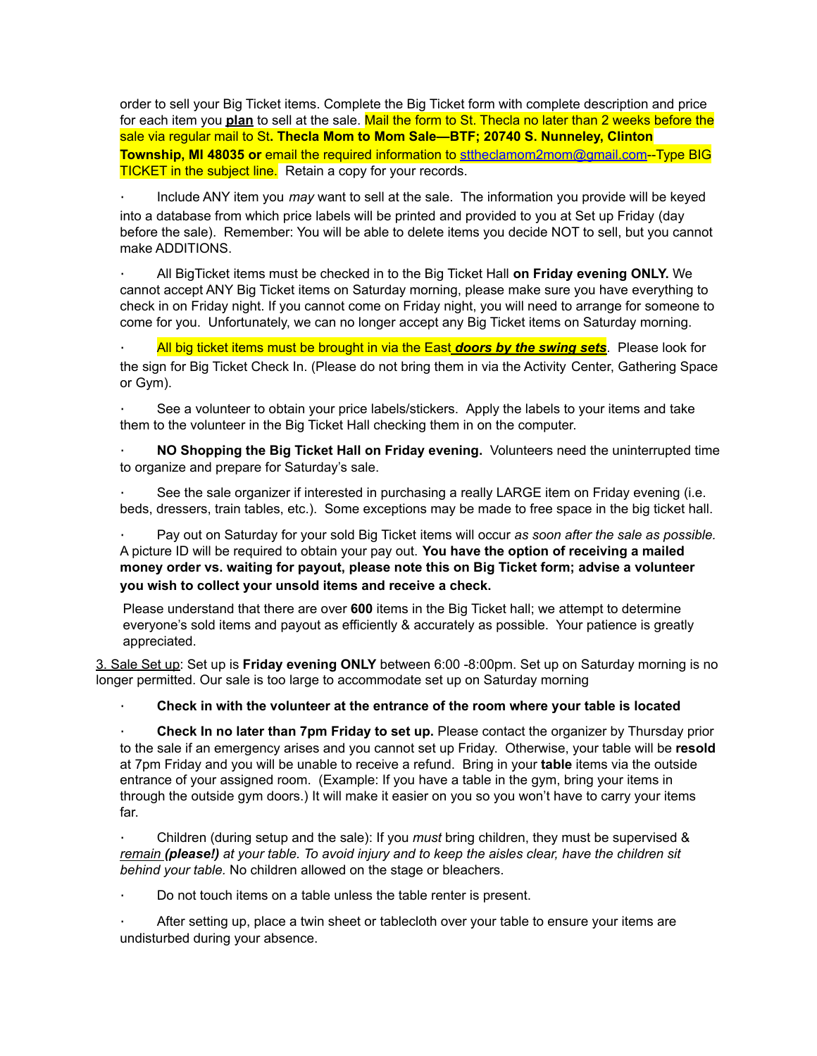order to sell your Big Ticket items. Complete the Big Ticket form with complete description and price for each item you **plan** to sell at the sale. Mail the form to St. Thecla no later than 2 weeks before the sale via regular mail to St**. Thecla Mom to Mom Sale—BTF; 20740 S. Nunneley, Clinton Township, MI 48035 or** email the required information to sttheclamom2mom@gmail.com--Type BIG TICKET in the subject line. Retain a copy for your records.

- Include ANY item you *may* want to sell at the sale. The information you provide will be keyed into a database from which price labels will be printed and provided to you at Set up Friday (day before the sale). Remember: You will be able to delete items you decide NOT to sell, but you cannot make ADDITIONS.

- All BigTicket items must be checked in to the Big Ticket Hall **on Friday evening ONLY.** We cannot accept ANY Big Ticket items on Saturday morning, please make sure you have everything to check in on Friday night. If you cannot come on Friday night, you will need to arrange for someone to come for you. Unfortunately, we can no longer accept any Big Ticket items on Saturday morning.

- All big ticket items must be brought in via the East ***doors by the swing sets***. Please look for the sign for Big Ticket Check In. (Please do not bring them in via the Activity Center, Gathering Space or Gym).

- See a volunteer to obtain your price labels/stickers. Apply the labels to your items and take them to the volunteer in the Big Ticket Hall checking them in on the computer.

- **NO Shopping the Big Ticket Hall on Friday evening.** Volunteers need the uninterrupted time to organize and prepare for Saturday's sale.

- See the sale organizer if interested in purchasing a really LARGE item on Friday evening (i.e. beds, dressers, train tables, etc.). Some exceptions may be made to free space in the big ticket hall.

- Pay out on Saturday for your sold Big Ticket items will occur *as soon after the sale as possible.* A picture ID will be required to obtain your pay out. **You have the option of receiving a mailed money order vs. waiting for payout, please note this on Big Ticket form; advise a volunteer you wish to collect your unsold items and receive a check.**

  Please understand that there are over **600** items in the Big Ticket hall; we attempt to determine everyone's sold items and payout as efficiently & accurately as possible. Your patience is greatly appreciated.

3. Sale Set up: Set up is **Friday evening ONLY** between 6:00 -8:00pm. Set up on Saturday morning is no longer permitted. Our sale is too large to accommodate set up on Saturday morning

- **Check in with the volunteer at the entrance of the room where your table is located**

- **Check In no later than 7pm Friday to set up.** Please contact the organizer by Thursday prior to the sale if an emergency arises and you cannot set up Friday. Otherwise, your table will be **resold** at 7pm Friday and you will be unable to receive a refund. Bring in your **table** items via the outside entrance of your assigned room. (Example: If you have a table in the gym, bring your items in through the outside gym doors.) It will make it easier on you so you won't have to carry your items far.

- Children (during setup and the sale): If you *must* bring children, they must be supervised & *remain* ***(please!)*** *at your table. To avoid injury and to keep the aisles clear, have the children sit behind your table.* No children allowed on the stage or bleachers.

- Do not touch items on a table unless the table renter is present.

- After setting up, place a twin sheet or tablecloth over your table to ensure your items are undisturbed during your absence.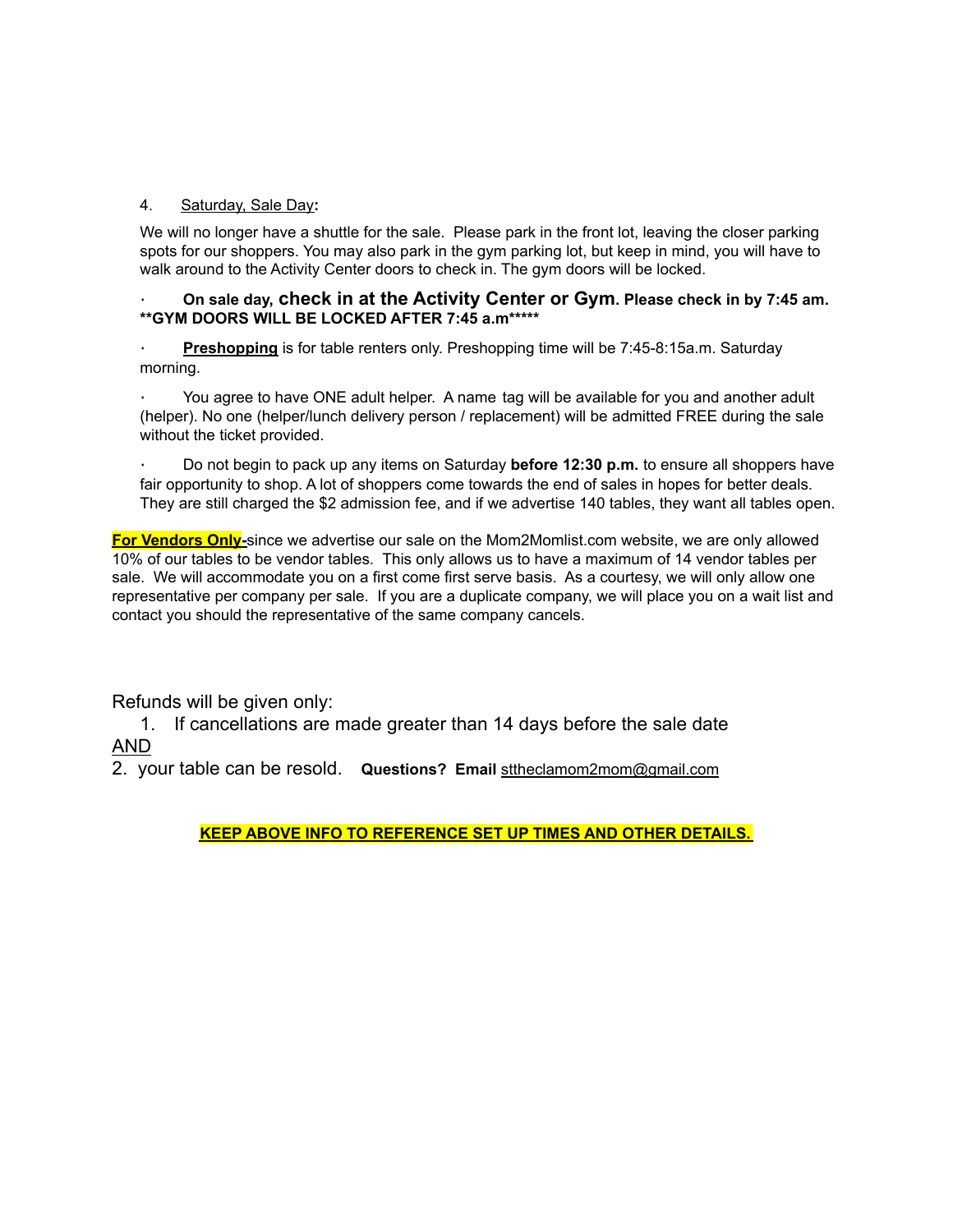4. Saturday, Sale Day**:**

We will no longer have a shuttle for the sale. Please park in the front lot, leaving the closer parking spots for our shoppers. You may also park in the gym parking lot, but keep in mind, you will have to walk around to the Activity Center doors to check in. The gym doors will be locked.

- **On sale day, check in at the Activity Center or Gym. Please check in by 7:45 am. **GYM DOORS WILL BE LOCKED AFTER 7:45 a.m*****

- **Preshopping** is for table renters only. Preshopping time will be 7:45-8:15a.m. Saturday morning.

- You agree to have ONE adult helper. A name tag will be available for you and another adult (helper). No one (helper/lunch delivery person / replacement) will be admitted FREE during the sale without the ticket provided.

- Do not begin to pack up any items on Saturday **before 12:30 p.m.** to ensure all shoppers have fair opportunity to shop. A lot of shoppers come towards the end of sales in hopes for better deals. They are still charged the $2 admission fee, and if we advertise 140 tables, they want all tables open.

**For Vendors Only-**since we advertise our sale on the Mom2Momlist.com website, we are only allowed 10% of our tables to be vendor tables. This only allows us to have a maximum of 14 vendor tables per sale. We will accommodate you on a first come first serve basis. As a courtesy, we will only allow one representative per company per sale. If you are a duplicate company, we will place you on a wait list and contact you should the representative of the same company cancels.

Refunds will be given only:

1. If cancellations are made greater than 14 days before the sale date

AND

2. your table can be resold. **Questions? Email** sttheclamom2mom@gmail.com

**KEEP ABOVE INFO TO REFERENCE SET UP TIMES AND OTHER DETAILS.**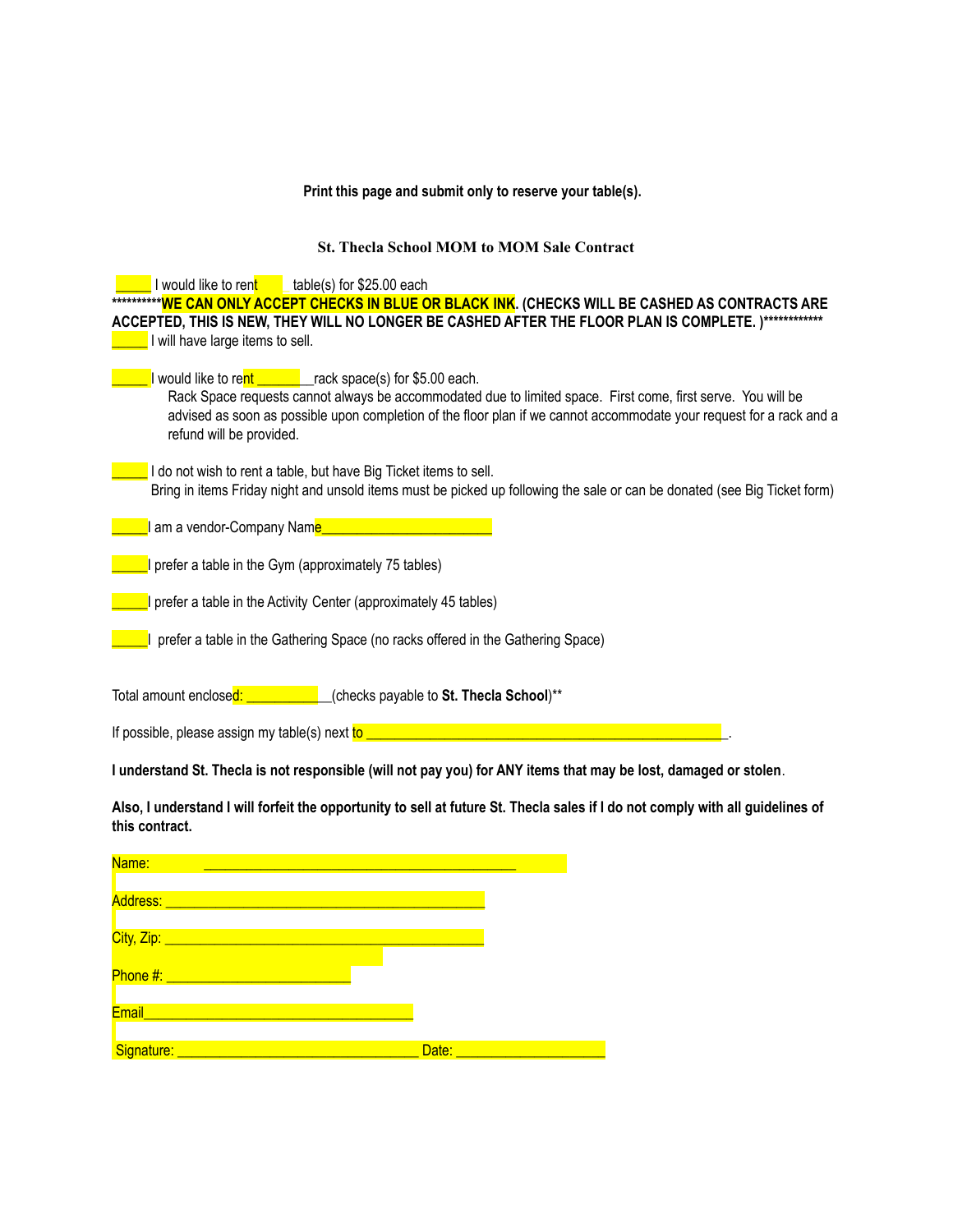**Print this page and submit only to reserve your table(s).**

**St. Thecla School MOM to MOM Sale Contract**

_____ I would like to rent _____ table(s) for $25.00 each

**\*\*\*\*\*\*\*\*\*\*WE CAN ONLY ACCEPT CHECKS IN BLUE OR BLACK INK. (CHECKS WILL BE CASHED AS CONTRACTS ARE ACCEPTED, THIS IS NEW, THEY WILL NO LONGER BE CASHED AFTER THE FLOOR PLAN IS COMPLETE. )\*\*\*\*\*\*\*\*\*\*\*\***

_____ I will have large items to sell.

_____ I would like to rent ________rack space(s) for $5.00 each.

Rack Space requests cannot always be accommodated due to limited space. First come, first serve. You will be advised as soon as possible upon completion of the floor plan if we cannot accommodate your request for a rack and a refund will be provided.

_____ I do not wish to rent a table, but have Big Ticket items to sell.

Bring in items Friday night and unsold items must be picked up following the sale or can be donated (see Big Ticket form)

_____I am a vendor-Company Name________________________

_____I prefer a table in the Gym (approximately 75 tables)

_____I prefer a table in the Activity Center (approximately 45 tables)

_____I prefer a table in the Gathering Space (no racks offered in the Gathering Space)

Total amount enclosed: ____________(checks payable to **St. Thecla School**)\*\*

If possible, please assign my table(s) next to ___________________________________________________.

**I understand St. Thecla is not responsible (will not pay you) for ANY items that may be lost, damaged or stolen**.

**Also, I understand I will forfeit the opportunity to sell at future St. Thecla sales if I do not comply with all guidelines of this contract.**

Name: ____________________________________________

Address: ____________________________________________

City, Zip: ____________________________________________

Phone #: _________________________

Email_____________________________________

Signature: _________________________________ Date: ____________________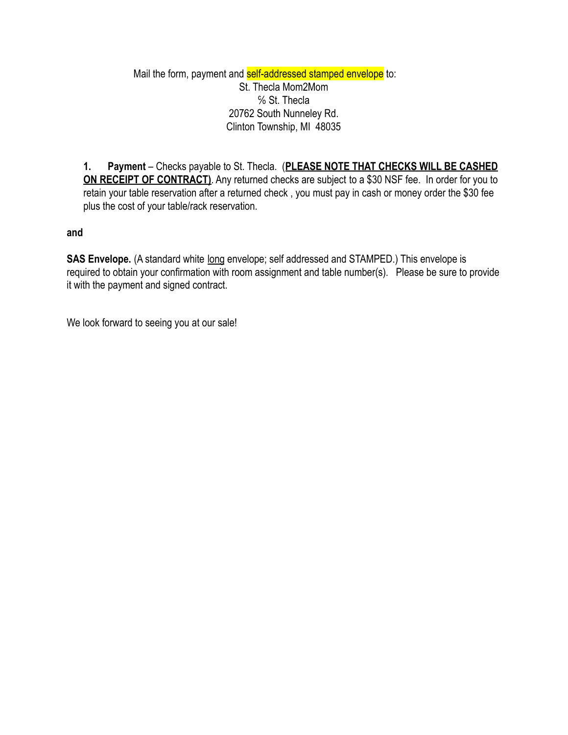Mail the form, payment and self-addressed stamped envelope to:
St. Thecla Mom2Mom
℅ St. Thecla
20762 South Nunneley Rd.
Clinton Township, MI 48035

1. **Payment** – Checks payable to St. Thecla. (**PLEASE NOTE THAT CHECKS WILL BE CASHED ON RECEIPT OF CONTRACT)**. Any returned checks are subject to a $30 NSF fee. In order for you to retain your table reservation after a returned check , you must pay in cash or money order the $30 fee plus the cost of your table/rack reservation.

**and**

**SAS Envelope.** (A standard white long envelope; self addressed and STAMPED.) This envelope is required to obtain your confirmation with room assignment and table number(s). Please be sure to provide it with the payment and signed contract.

We look forward to seeing you at our sale!